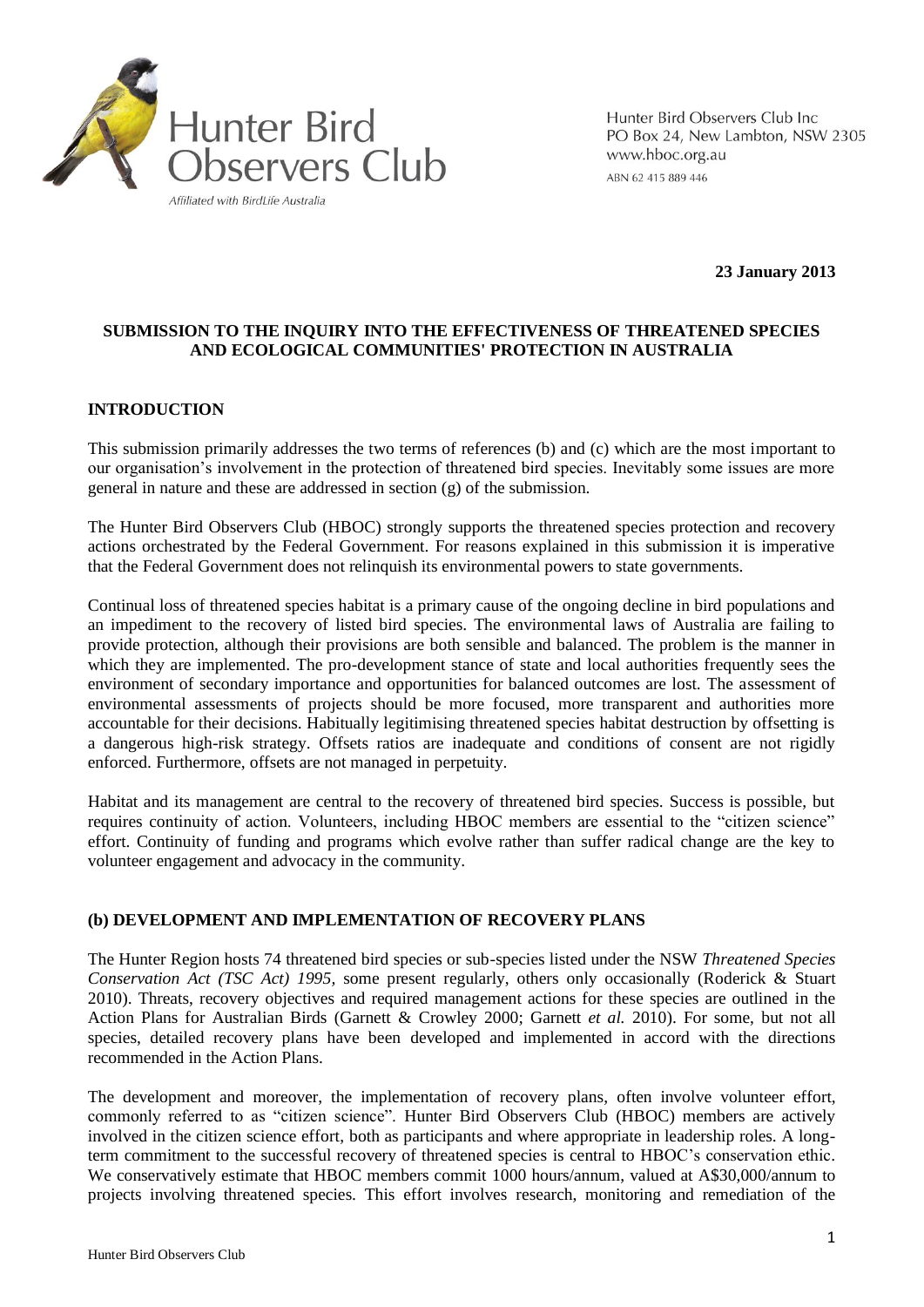Hunter Bird Observers Club

Affiliated with BirdLife Australia

Hunter Bird Observers Club Inc
PO Box 24, New Lambton, NSW 2305
www.hboc.org.au
ABN 62 415 889 446

**23 January 2013**

**SUBMISSION TO THE INQUIRY INTO THE EFFECTIVENESS OF THREATENED SPECIES AND ECOLOGICAL COMMUNITIES' PROTECTION IN AUSTRALIA**

## INTRODUCTION

This submission primarily addresses the two terms of references (b) and (c) which are the most important to our organisation's involvement in the protection of threatened bird species. Inevitably some issues are more general in nature and these are addressed in section (g) of the submission.

The Hunter Bird Observers Club (HBOC) strongly supports the threatened species protection and recovery actions orchestrated by the Federal Government. For reasons explained in this submission it is imperative that the Federal Government does not relinquish its environmental powers to state governments.

Continual loss of threatened species habitat is a primary cause of the ongoing decline in bird populations and an impediment to the recovery of listed bird species. The environmental laws of Australia are failing to provide protection, although their provisions are both sensible and balanced. The problem is the manner in which they are implemented. The pro-development stance of state and local authorities frequently sees the environment of secondary importance and opportunities for balanced outcomes are lost. The assessment of environmental assessments of projects should be more focused, more transparent and authorities more accountable for their decisions. Habitually legitimising threatened species habitat destruction by offsetting is a dangerous high-risk strategy. Offsets ratios are inadequate and conditions of consent are not rigidly enforced. Furthermore, offsets are not managed in perpetuity.

Habitat and its management are central to the recovery of threatened bird species. Success is possible, but requires continuity of action. Volunteers, including HBOC members are essential to the "citizen science" effort. Continuity of funding and programs which evolve rather than suffer radical change are the key to volunteer engagement and advocacy in the community.

## (b) DEVELOPMENT AND IMPLEMENTATION OF RECOVERY PLANS

The Hunter Region hosts 74 threatened bird species or sub-species listed under the NSW *Threatened Species Conservation Act (TSC Act) 1995,* some present regularly, others only occasionally (Roderick & Stuart 2010). Threats, recovery objectives and required management actions for these species are outlined in the Action Plans for Australian Birds (Garnett & Crowley 2000; Garnett *et al.* 2010). For some, but not all species, detailed recovery plans have been developed and implemented in accord with the directions recommended in the Action Plans.

The development and moreover, the implementation of recovery plans, often involve volunteer effort, commonly referred to as "citizen science". Hunter Bird Observers Club (HBOC) members are actively involved in the citizen science effort, both as participants and where appropriate in leadership roles. A long-term commitment to the successful recovery of threatened species is central to HBOC's conservation ethic. We conservatively estimate that HBOC members commit 1000 hours/annum, valued at A$30,000/annum to projects involving threatened species. This effort involves research, monitoring and remediation of the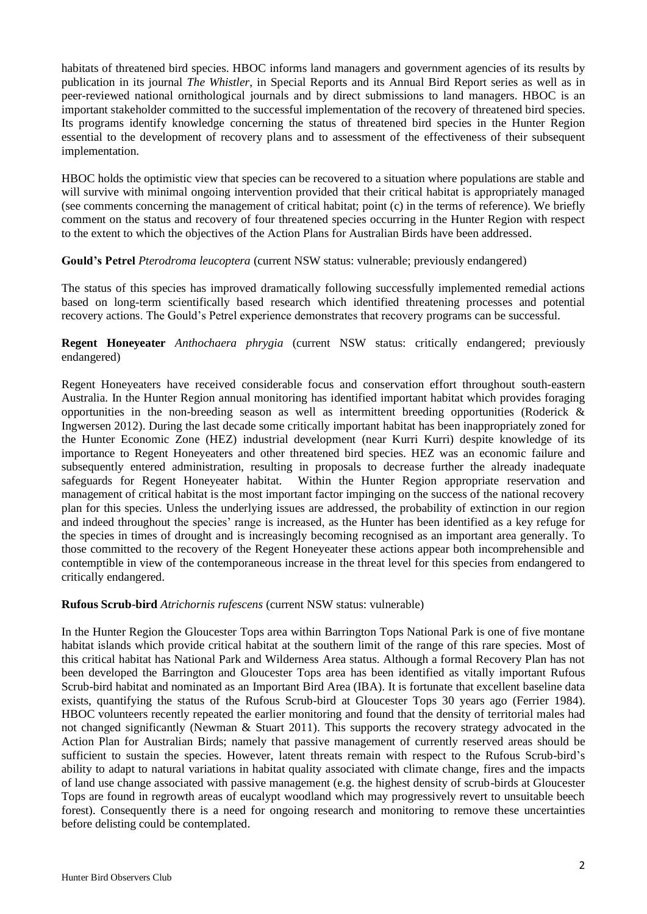habitats of threatened bird species. HBOC informs land managers and government agencies of its results by publication in its journal *The Whistler*, in Special Reports and its Annual Bird Report series as well as in peer-reviewed national ornithological journals and by direct submissions to land managers. HBOC is an important stakeholder committed to the successful implementation of the recovery of threatened bird species. Its programs identify knowledge concerning the status of threatened bird species in the Hunter Region essential to the development of recovery plans and to assessment of the effectiveness of their subsequent implementation.

HBOC holds the optimistic view that species can be recovered to a situation where populations are stable and will survive with minimal ongoing intervention provided that their critical habitat is appropriately managed (see comments concerning the management of critical habitat; point (c) in the terms of reference). We briefly comment on the status and recovery of four threatened species occurring in the Hunter Region with respect to the extent to which the objectives of the Action Plans for Australian Birds have been addressed.

**Gould's Petrel** *Pterodroma leucoptera* (current NSW status: vulnerable; previously endangered)

The status of this species has improved dramatically following successfully implemented remedial actions based on long-term scientifically based research which identified threatening processes and potential recovery actions. The Gould's Petrel experience demonstrates that recovery programs can be successful.

**Regent Honeyeater** *Anthochaera phrygia* (current NSW status: critically endangered; previously endangered)

Regent Honeyeaters have received considerable focus and conservation effort throughout south-eastern Australia. In the Hunter Region annual monitoring has identified important habitat which provides foraging opportunities in the non-breeding season as well as intermittent breeding opportunities (Roderick & Ingwersen 2012). During the last decade some critically important habitat has been inappropriately zoned for the Hunter Economic Zone (HEZ) industrial development (near Kurri Kurri) despite knowledge of its importance to Regent Honeyeaters and other threatened bird species. HEZ was an economic failure and subsequently entered administration, resulting in proposals to decrease further the already inadequate safeguards for Regent Honeyeater habitat. Within the Hunter Region appropriate reservation and management of critical habitat is the most important factor impinging on the success of the national recovery plan for this species. Unless the underlying issues are addressed, the probability of extinction in our region and indeed throughout the species' range is increased, as the Hunter has been identified as a key refuge for the species in times of drought and is increasingly becoming recognised as an important area generally. To those committed to the recovery of the Regent Honeyeater these actions appear both incomprehensible and contemptible in view of the contemporaneous increase in the threat level for this species from endangered to critically endangered.

**Rufous Scrub-bird** *Atrichornis rufescens* (current NSW status: vulnerable)

In the Hunter Region the Gloucester Tops area within Barrington Tops National Park is one of five montane habitat islands which provide critical habitat at the southern limit of the range of this rare species. Most of this critical habitat has National Park and Wilderness Area status. Although a formal Recovery Plan has not been developed the Barrington and Gloucester Tops area has been identified as vitally important Rufous Scrub-bird habitat and nominated as an Important Bird Area (IBA). It is fortunate that excellent baseline data exists, quantifying the status of the Rufous Scrub-bird at Gloucester Tops 30 years ago (Ferrier 1984). HBOC volunteers recently repeated the earlier monitoring and found that the density of territorial males had not changed significantly (Newman & Stuart 2011). This supports the recovery strategy advocated in the Action Plan for Australian Birds; namely that passive management of currently reserved areas should be sufficient to sustain the species. However, latent threats remain with respect to the Rufous Scrub-bird's ability to adapt to natural variations in habitat quality associated with climate change, fires and the impacts of land use change associated with passive management (e.g. the highest density of scrub-birds at Gloucester Tops are found in regrowth areas of eucalypt woodland which may progressively revert to unsuitable beech forest). Consequently there is a need for ongoing research and monitoring to remove these uncertainties before delisting could be contemplated.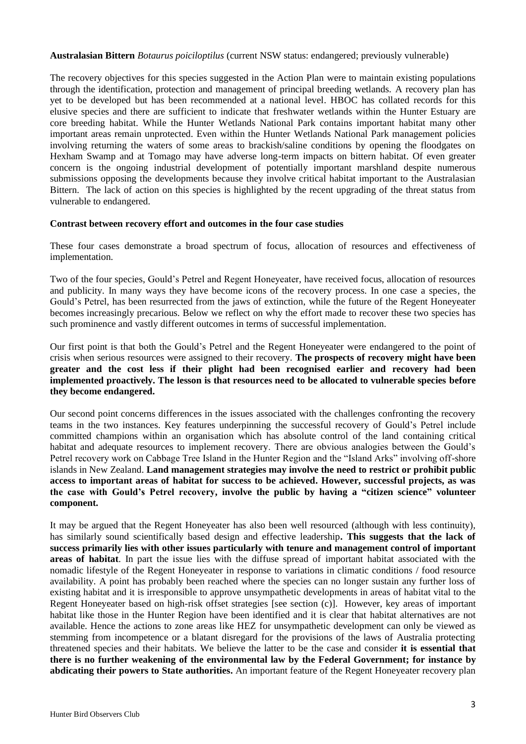**Australasian Bittern** *Botaurus poiciloptilus* (current NSW status: endangered; previously vulnerable)

The recovery objectives for this species suggested in the Action Plan were to maintain existing populations through the identification, protection and management of principal breeding wetlands. A recovery plan has yet to be developed but has been recommended at a national level. HBOC has collated records for this elusive species and there are sufficient to indicate that freshwater wetlands within the Hunter Estuary are core breeding habitat. While the Hunter Wetlands National Park contains important habitat many other important areas remain unprotected. Even within the Hunter Wetlands National Park management policies involving returning the waters of some areas to brackish/saline conditions by opening the floodgates on Hexham Swamp and at Tomago may have adverse long-term impacts on bittern habitat. Of even greater concern is the ongoing industrial development of potentially important marshland despite numerous submissions opposing the developments because they involve critical habitat important to the Australasian Bittern. The lack of action on this species is highlighted by the recent upgrading of the threat status from vulnerable to endangered.

**Contrast between recovery effort and outcomes in the four case studies**

These four cases demonstrate a broad spectrum of focus, allocation of resources and effectiveness of implementation.

Two of the four species, Gould's Petrel and Regent Honeyeater, have received focus, allocation of resources and publicity. In many ways they have become icons of the recovery process. In one case a species, the Gould's Petrel, has been resurrected from the jaws of extinction, while the future of the Regent Honeyeater becomes increasingly precarious. Below we reflect on why the effort made to recover these two species has such prominence and vastly different outcomes in terms of successful implementation.

Our first point is that both the Gould's Petrel and the Regent Honeyeater were endangered to the point of crisis when serious resources were assigned to their recovery. **The prospects of recovery might have been greater and the cost less if their plight had been recognised earlier and recovery had been implemented proactively. The lesson is that resources need to be allocated to vulnerable species before they become endangered.**

Our second point concerns differences in the issues associated with the challenges confronting the recovery teams in the two instances. Key features underpinning the successful recovery of Gould's Petrel include committed champions within an organisation which has absolute control of the land containing critical habitat and adequate resources to implement recovery. There are obvious analogies between the Gould's Petrel recovery work on Cabbage Tree Island in the Hunter Region and the "Island Arks" involving off-shore islands in New Zealand. **Land management strategies may involve the need to restrict or prohibit public access to important areas of habitat for success to be achieved. However, successful projects, as was the case with Gould's Petrel recovery, involve the public by having a "citizen science" volunteer component.**

It may be argued that the Regent Honeyeater has also been well resourced (although with less continuity), has similarly sound scientifically based design and effective leadership**. This suggests that the lack of success primarily lies with other issues particularly with tenure and management control of important areas of habitat**. In part the issue lies with the diffuse spread of important habitat associated with the nomadic lifestyle of the Regent Honeyeater in response to variations in climatic conditions / food resource availability. A point has probably been reached where the species can no longer sustain any further loss of existing habitat and it is irresponsible to approve unsympathetic developments in areas of habitat vital to the Regent Honeyeater based on high-risk offset strategies [see section (c)]. However, key areas of important habitat like those in the Hunter Region have been identified and it is clear that habitat alternatives are not available. Hence the actions to zone areas like HEZ for unsympathetic development can only be viewed as stemming from incompetence or a blatant disregard for the provisions of the laws of Australia protecting threatened species and their habitats. We believe the latter to be the case and consider **it is essential that there is no further weakening of the environmental law by the Federal Government; for instance by abdicating their powers to State authorities.** An important feature of the Regent Honeyeater recovery plan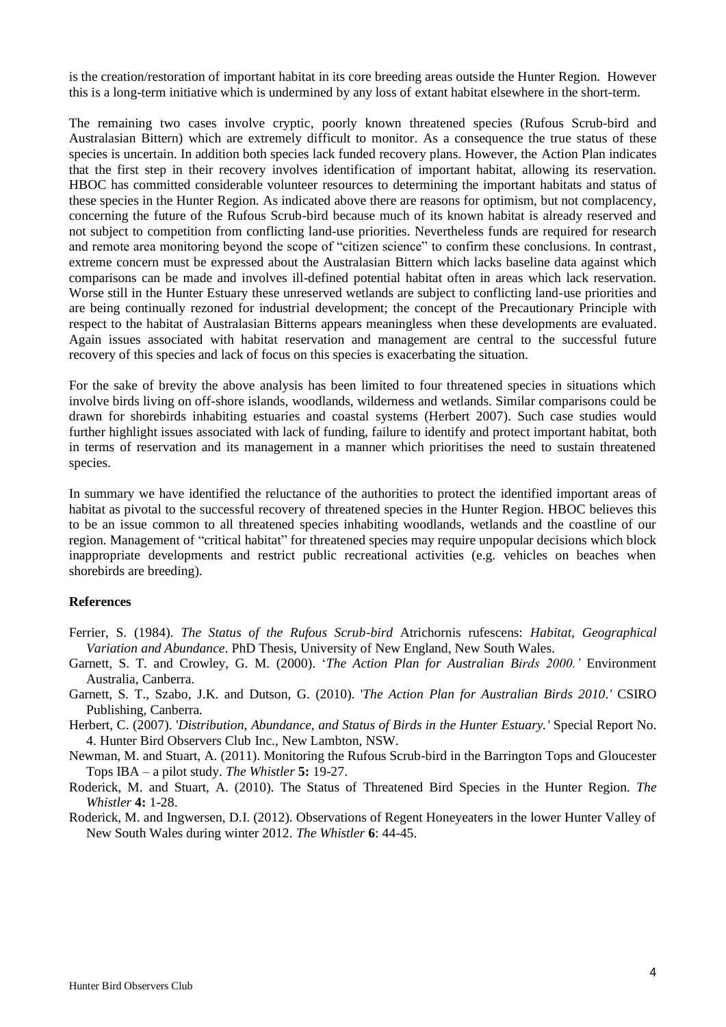is the creation/restoration of important habitat in its core breeding areas outside the Hunter Region. However this is a long-term initiative which is undermined by any loss of extant habitat elsewhere in the short-term.

The remaining two cases involve cryptic, poorly known threatened species (Rufous Scrub-bird and Australasian Bittern) which are extremely difficult to monitor. As a consequence the true status of these species is uncertain. In addition both species lack funded recovery plans. However, the Action Plan indicates that the first step in their recovery involves identification of important habitat, allowing its reservation. HBOC has committed considerable volunteer resources to determining the important habitats and status of these species in the Hunter Region. As indicated above there are reasons for optimism, but not complacency, concerning the future of the Rufous Scrub-bird because much of its known habitat is already reserved and not subject to competition from conflicting land-use priorities. Nevertheless funds are required for research and remote area monitoring beyond the scope of "citizen science" to confirm these conclusions. In contrast, extreme concern must be expressed about the Australasian Bittern which lacks baseline data against which comparisons can be made and involves ill-defined potential habitat often in areas which lack reservation. Worse still in the Hunter Estuary these unreserved wetlands are subject to conflicting land-use priorities and are being continually rezoned for industrial development; the concept of the Precautionary Principle with respect to the habitat of Australasian Bitterns appears meaningless when these developments are evaluated. Again issues associated with habitat reservation and management are central to the successful future recovery of this species and lack of focus on this species is exacerbating the situation.

For the sake of brevity the above analysis has been limited to four threatened species in situations which involve birds living on off-shore islands, woodlands, wilderness and wetlands. Similar comparisons could be drawn for shorebirds inhabiting estuaries and coastal systems (Herbert 2007). Such case studies would further highlight issues associated with lack of funding, failure to identify and protect important habitat, both in terms of reservation and its management in a manner which prioritises the need to sustain threatened species.

In summary we have identified the reluctance of the authorities to protect the identified important areas of habitat as pivotal to the successful recovery of threatened species in the Hunter Region. HBOC believes this to be an issue common to all threatened species inhabiting woodlands, wetlands and the coastline of our region. Management of "critical habitat" for threatened species may require unpopular decisions which block inappropriate developments and restrict public recreational activities (e.g. vehicles on beaches when shorebirds are breeding).

**References**

Ferrier, S. (1984). *The Status of the Rufous Scrub-bird* Atrichornis rufescens*: Habitat, Geographical Variation and Abundance*. PhD Thesis, University of New England, New South Wales.

Garnett, S. T. and Crowley, G. M. (2000). '*The Action Plan for Australian Birds 2000.'* Environment Australia, Canberra.

Garnett, S. T., Szabo, J.K. and Dutson, G. (2010). '*The Action Plan for Australian Birds 2010.'* CSIRO Publishing, Canberra.

Herbert, C. (2007). '*Distribution, Abundance, and Status of Birds in the Hunter Estuary.'* Special Report No. 4. Hunter Bird Observers Club Inc., New Lambton, NSW.

Newman, M. and Stuart, A. (2011). Monitoring the Rufous Scrub-bird in the Barrington Tops and Gloucester Tops IBA – a pilot study. *The Whistler* **5:** 19-27.

Roderick, M. and Stuart, A. (2010). The Status of Threatened Bird Species in the Hunter Region. *The Whistler* **4:** 1-28.

Roderick, M. and Ingwersen, D.I. (2012). Observations of Regent Honeyeaters in the lower Hunter Valley of New South Wales during winter 2012. *The Whistler* **6**: 44-45.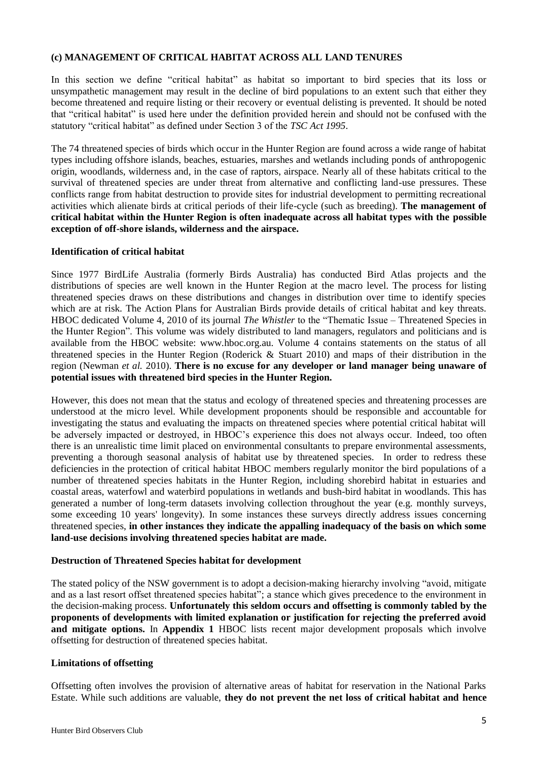## (c) MANAGEMENT OF CRITICAL HABITAT ACROSS ALL LAND TENURES

In this section we define "critical habitat" as habitat so important to bird species that its loss or unsympathetic management may result in the decline of bird populations to an extent such that either they become threatened and require listing or their recovery or eventual delisting is prevented. It should be noted that "critical habitat" is used here under the definition provided herein and should not be confused with the statutory "critical habitat" as defined under Section 3 of the *TSC Act 1995*.

The 74 threatened species of birds which occur in the Hunter Region are found across a wide range of habitat types including offshore islands, beaches, estuaries, marshes and wetlands including ponds of anthropogenic origin, woodlands, wilderness and, in the case of raptors, airspace. Nearly all of these habitats critical to the survival of threatened species are under threat from alternative and conflicting land-use pressures. These conflicts range from habitat destruction to provide sites for industrial development to permitting recreational activities which alienate birds at critical periods of their life-cycle (such as breeding). **The management of critical habitat within the Hunter Region is often inadequate across all habitat types with the possible exception of off-shore islands, wilderness and the airspace.**

### Identification of critical habitat

Since 1977 BirdLife Australia (formerly Birds Australia) has conducted Bird Atlas projects and the distributions of species are well known in the Hunter Region at the macro level. The process for listing threatened species draws on these distributions and changes in distribution over time to identify species which are at risk. The Action Plans for Australian Birds provide details of critical habitat and key threats. HBOC dedicated Volume 4, 2010 of its journal *The Whistler* to the "Thematic Issue – Threatened Species in the Hunter Region". This volume was widely distributed to land managers, regulators and politicians and is available from the HBOC website: www.hboc.org.au. Volume 4 contains statements on the status of all threatened species in the Hunter Region (Roderick & Stuart 2010) and maps of their distribution in the region (Newman *et al.* 2010). **There is no excuse for any developer or land manager being unaware of potential issues with threatened bird species in the Hunter Region.**

However, this does not mean that the status and ecology of threatened species and threatening processes are understood at the micro level. While development proponents should be responsible and accountable for investigating the status and evaluating the impacts on threatened species where potential critical habitat will be adversely impacted or destroyed, in HBOC's experience this does not always occur. Indeed, too often there is an unrealistic time limit placed on environmental consultants to prepare environmental assessments, preventing a thorough seasonal analysis of habitat use by threatened species. In order to redress these deficiencies in the protection of critical habitat HBOC members regularly monitor the bird populations of a number of threatened species habitats in the Hunter Region, including shorebird habitat in estuaries and coastal areas, waterfowl and waterbird populations in wetlands and bush-bird habitat in woodlands. This has generated a number of long-term datasets involving collection throughout the year (e.g. monthly surveys, some exceeding 10 years' longevity). In some instances these surveys directly address issues concerning threatened species, **in other instances they indicate the appalling inadequacy of the basis on which some land-use decisions involving threatened species habitat are made.**

### Destruction of Threatened Species habitat for development

The stated policy of the NSW government is to adopt a decision-making hierarchy involving "avoid, mitigate and as a last resort offset threatened species habitat"; a stance which gives precedence to the environment in the decision-making process. **Unfortunately this seldom occurs and offsetting is commonly tabled by the proponents of developments with limited explanation or justification for rejecting the preferred avoid and mitigate options.** In **Appendix 1** HBOC lists recent major development proposals which involve offsetting for destruction of threatened species habitat.

### Limitations of offsetting

Offsetting often involves the provision of alternative areas of habitat for reservation in the National Parks Estate. While such additions are valuable, **they do not prevent the net loss of critical habitat and hence**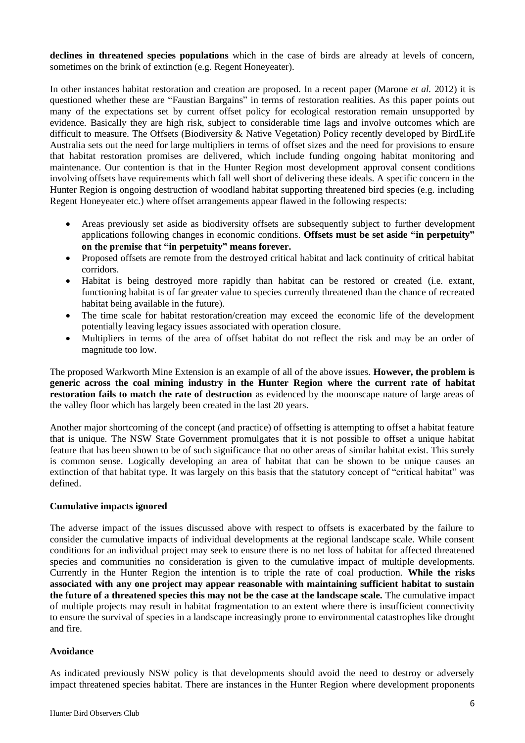**declines in threatened species populations** which in the case of birds are already at levels of concern, sometimes on the brink of extinction (e.g. Regent Honeyeater).

In other instances habitat restoration and creation are proposed. In a recent paper (Marone *et al.* 2012) it is questioned whether these are "Faustian Bargains" in terms of restoration realities. As this paper points out many of the expectations set by current offset policy for ecological restoration remain unsupported by evidence. Basically they are high risk, subject to considerable time lags and involve outcomes which are difficult to measure. The Offsets (Biodiversity & Native Vegetation) Policy recently developed by BirdLife Australia sets out the need for large multipliers in terms of offset sizes and the need for provisions to ensure that habitat restoration promises are delivered, which include funding ongoing habitat monitoring and maintenance. Our contention is that in the Hunter Region most development approval consent conditions involving offsets have requirements which fall well short of delivering these ideals. A specific concern in the Hunter Region is ongoing destruction of woodland habitat supporting threatened bird species (e.g. including Regent Honeyeater etc.) where offset arrangements appear flawed in the following respects:

- Areas previously set aside as biodiversity offsets are subsequently subject to further development applications following changes in economic conditions. **Offsets must be set aside "in perpetuity" on the premise that "in perpetuity" means forever.**
- Proposed offsets are remote from the destroyed critical habitat and lack continuity of critical habitat corridors.
- Habitat is being destroyed more rapidly than habitat can be restored or created (i.e. extant, functioning habitat is of far greater value to species currently threatened than the chance of recreated habitat being available in the future).
- The time scale for habitat restoration/creation may exceed the economic life of the development potentially leaving legacy issues associated with operation closure.
- Multipliers in terms of the area of offset habitat do not reflect the risk and may be an order of magnitude too low.

The proposed Warkworth Mine Extension is an example of all of the above issues. **However, the problem is generic across the coal mining industry in the Hunter Region where the current rate of habitat restoration fails to match the rate of destruction** as evidenced by the moonscape nature of large areas of the valley floor which has largely been created in the last 20 years.

Another major shortcoming of the concept (and practice) of offsetting is attempting to offset a habitat feature that is unique. The NSW State Government promulgates that it is not possible to offset a unique habitat feature that has been shown to be of such significance that no other areas of similar habitat exist. This surely is common sense. Logically developing an area of habitat that can be shown to be unique causes an extinction of that habitat type. It was largely on this basis that the statutory concept of "critical habitat" was defined.

**Cumulative impacts ignored**

The adverse impact of the issues discussed above with respect to offsets is exacerbated by the failure to consider the cumulative impacts of individual developments at the regional landscape scale. While consent conditions for an individual project may seek to ensure there is no net loss of habitat for affected threatened species and communities no consideration is given to the cumulative impact of multiple developments. Currently in the Hunter Region the intention is to triple the rate of coal production. **While the risks associated with any one project may appear reasonable with maintaining sufficient habitat to sustain the future of a threatened species this may not be the case at the landscape scale.** The cumulative impact of multiple projects may result in habitat fragmentation to an extent where there is insufficient connectivity to ensure the survival of species in a landscape increasingly prone to environmental catastrophes like drought and fire.

**Avoidance**

As indicated previously NSW policy is that developments should avoid the need to destroy or adversely impact threatened species habitat. There are instances in the Hunter Region where development proponents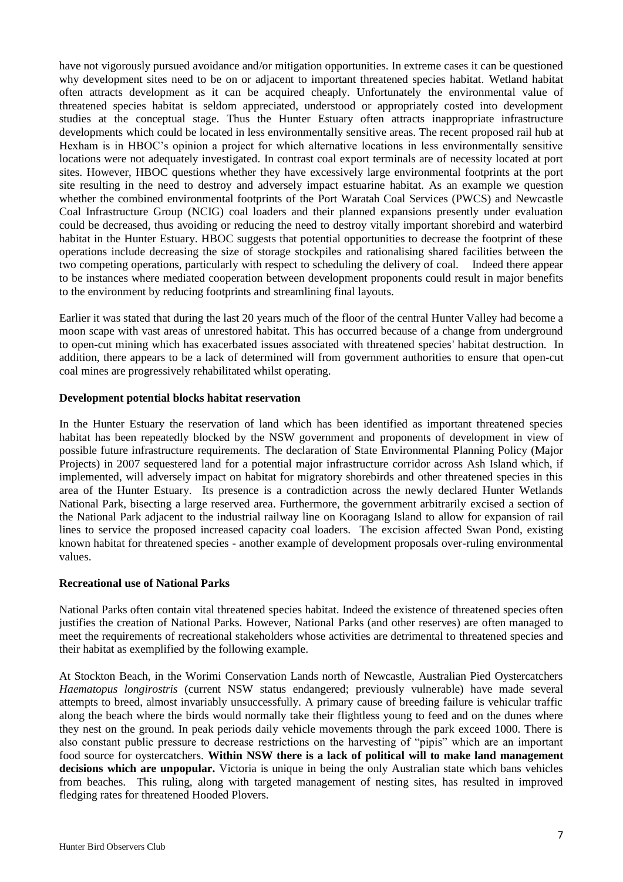have not vigorously pursued avoidance and/or mitigation opportunities. In extreme cases it can be questioned why development sites need to be on or adjacent to important threatened species habitat. Wetland habitat often attracts development as it can be acquired cheaply. Unfortunately the environmental value of threatened species habitat is seldom appreciated, understood or appropriately costed into development studies at the conceptual stage. Thus the Hunter Estuary often attracts inappropriate infrastructure developments which could be located in less environmentally sensitive areas. The recent proposed rail hub at Hexham is in HBOC's opinion a project for which alternative locations in less environmentally sensitive locations were not adequately investigated. In contrast coal export terminals are of necessity located at port sites. However, HBOC questions whether they have excessively large environmental footprints at the port site resulting in the need to destroy and adversely impact estuarine habitat. As an example we question whether the combined environmental footprints of the Port Waratah Coal Services (PWCS) and Newcastle Coal Infrastructure Group (NCIG) coal loaders and their planned expansions presently under evaluation could be decreased, thus avoiding or reducing the need to destroy vitally important shorebird and waterbird habitat in the Hunter Estuary. HBOC suggests that potential opportunities to decrease the footprint of these operations include decreasing the size of storage stockpiles and rationalising shared facilities between the two competing operations, particularly with respect to scheduling the delivery of coal. Indeed there appear to be instances where mediated cooperation between development proponents could result in major benefits to the environment by reducing footprints and streamlining final layouts.

Earlier it was stated that during the last 20 years much of the floor of the central Hunter Valley had become a moon scape with vast areas of unrestored habitat. This has occurred because of a change from underground to open-cut mining which has exacerbated issues associated with threatened species' habitat destruction. In addition, there appears to be a lack of determined will from government authorities to ensure that open-cut coal mines are progressively rehabilitated whilst operating.

**Development potential blocks habitat reservation**

In the Hunter Estuary the reservation of land which has been identified as important threatened species habitat has been repeatedly blocked by the NSW government and proponents of development in view of possible future infrastructure requirements. The declaration of State Environmental Planning Policy (Major Projects) in 2007 sequestered land for a potential major infrastructure corridor across Ash Island which, if implemented, will adversely impact on habitat for migratory shorebirds and other threatened species in this area of the Hunter Estuary. Its presence is a contradiction across the newly declared Hunter Wetlands National Park, bisecting a large reserved area. Furthermore, the government arbitrarily excised a section of the National Park adjacent to the industrial railway line on Kooragang Island to allow for expansion of rail lines to service the proposed increased capacity coal loaders. The excision affected Swan Pond, existing known habitat for threatened species - another example of development proposals over-ruling environmental values.

**Recreational use of National Parks**

National Parks often contain vital threatened species habitat. Indeed the existence of threatened species often justifies the creation of National Parks. However, National Parks (and other reserves) are often managed to meet the requirements of recreational stakeholders whose activities are detrimental to threatened species and their habitat as exemplified by the following example.

At Stockton Beach, in the Worimi Conservation Lands north of Newcastle, Australian Pied Oystercatchers *Haematopus longirostris* (current NSW status endangered; previously vulnerable) have made several attempts to breed, almost invariably unsuccessfully. A primary cause of breeding failure is vehicular traffic along the beach where the birds would normally take their flightless young to feed and on the dunes where they nest on the ground. In peak periods daily vehicle movements through the park exceed 1000. There is also constant public pressure to decrease restrictions on the harvesting of "pipis" which are an important food source for oystercatchers. **Within NSW there is a lack of political will to make land management decisions which are unpopular.** Victoria is unique in being the only Australian state which bans vehicles from beaches. This ruling, along with targeted management of nesting sites, has resulted in improved fledging rates for threatened Hooded Plovers.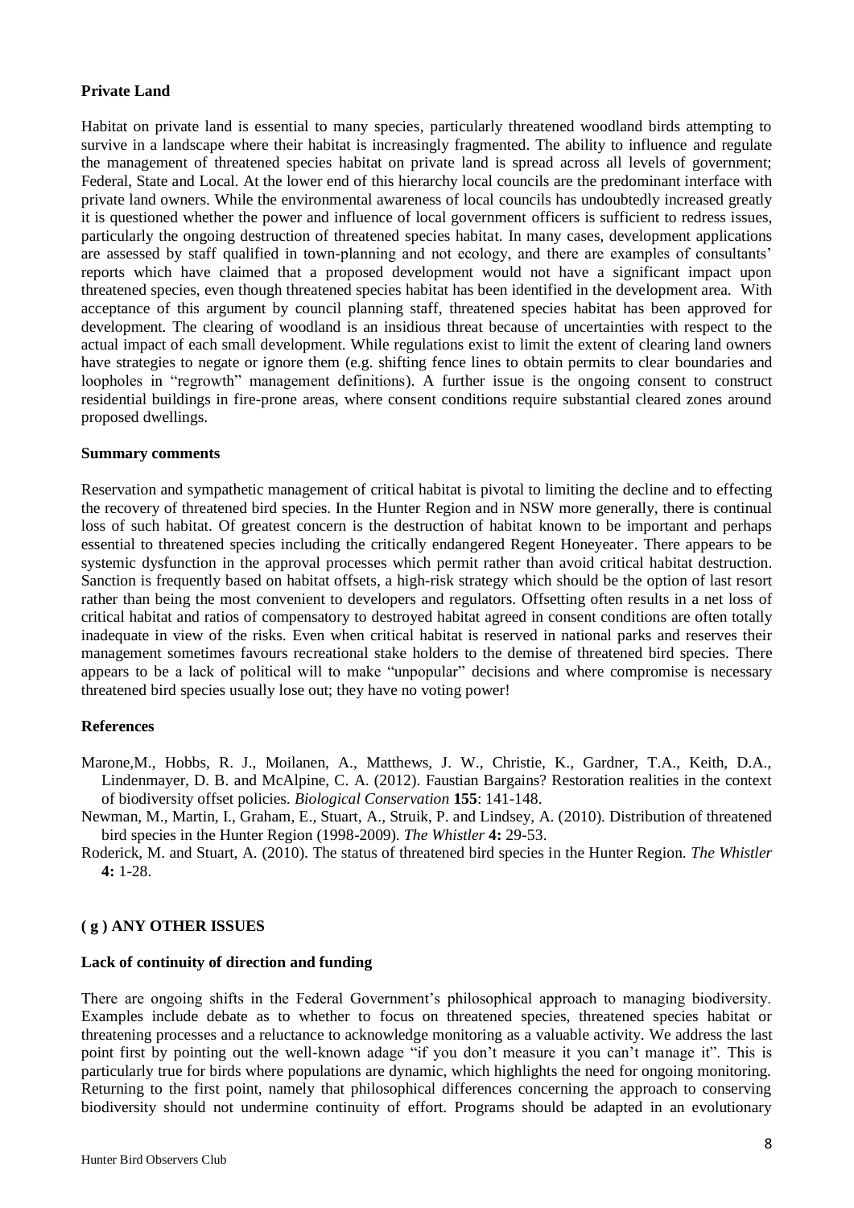**Private Land**

Habitat on private land is essential to many species, particularly threatened woodland birds attempting to survive in a landscape where their habitat is increasingly fragmented. The ability to influence and regulate the management of threatened species habitat on private land is spread across all levels of government; Federal, State and Local. At the lower end of this hierarchy local councils are the predominant interface with private land owners. While the environmental awareness of local councils has undoubtedly increased greatly it is questioned whether the power and influence of local government officers is sufficient to redress issues, particularly the ongoing destruction of threatened species habitat. In many cases, development applications are assessed by staff qualified in town-planning and not ecology, and there are examples of consultants' reports which have claimed that a proposed development would not have a significant impact upon threatened species, even though threatened species habitat has been identified in the development area. With acceptance of this argument by council planning staff, threatened species habitat has been approved for development. The clearing of woodland is an insidious threat because of uncertainties with respect to the actual impact of each small development. While regulations exist to limit the extent of clearing land owners have strategies to negate or ignore them (e.g. shifting fence lines to obtain permits to clear boundaries and loopholes in "regrowth" management definitions). A further issue is the ongoing consent to construct residential buildings in fire-prone areas, where consent conditions require substantial cleared zones around proposed dwellings.

**Summary comments**

Reservation and sympathetic management of critical habitat is pivotal to limiting the decline and to effecting the recovery of threatened bird species. In the Hunter Region and in NSW more generally, there is continual loss of such habitat. Of greatest concern is the destruction of habitat known to be important and perhaps essential to threatened species including the critically endangered Regent Honeyeater. There appears to be systemic dysfunction in the approval processes which permit rather than avoid critical habitat destruction. Sanction is frequently based on habitat offsets, a high-risk strategy which should be the option of last resort rather than being the most convenient to developers and regulators. Offsetting often results in a net loss of critical habitat and ratios of compensatory to destroyed habitat agreed in consent conditions are often totally inadequate in view of the risks. Even when critical habitat is reserved in national parks and reserves their management sometimes favours recreational stake holders to the demise of threatened bird species. There appears to be a lack of political will to make "unpopular" decisions and where compromise is necessary threatened bird species usually lose out; they have no voting power!

**References**

Marone,M., Hobbs, R. J., Moilanen, A., Matthews, J. W., Christie, K., Gardner, T.A., Keith, D.A., Lindenmayer, D. B. and McAlpine, C. A. (2012). Faustian Bargains? Restoration realities in the context of biodiversity offset policies. *Biological Conservation* **155**: 141-148.

Newman, M., Martin, I., Graham, E., Stuart, A., Struik, P. and Lindsey, A. (2010). Distribution of threatened bird species in the Hunter Region (1998-2009). *The Whistler* **4:** 29-53.

Roderick, M. and Stuart, A. (2010). The status of threatened bird species in the Hunter Region. *The Whistler* **4:** 1-28.

**( g ) ANY OTHER ISSUES**

**Lack of continuity of direction and funding**

There are ongoing shifts in the Federal Government's philosophical approach to managing biodiversity. Examples include debate as to whether to focus on threatened species, threatened species habitat or threatening processes and a reluctance to acknowledge monitoring as a valuable activity. We address the last point first by pointing out the well-known adage "if you don't measure it you can't manage it". This is particularly true for birds where populations are dynamic, which highlights the need for ongoing monitoring. Returning to the first point, namely that philosophical differences concerning the approach to conserving biodiversity should not undermine continuity of effort. Programs should be adapted in an evolutionary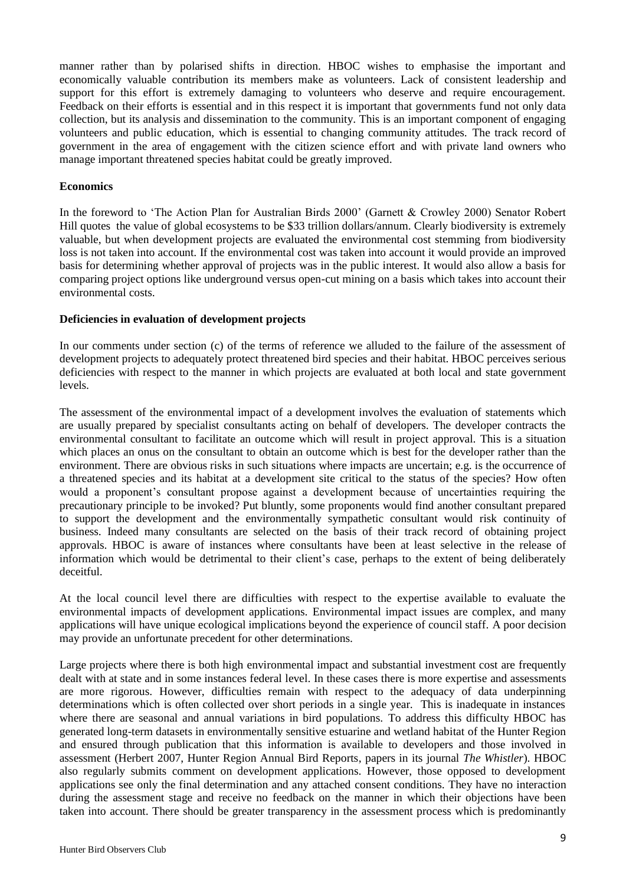manner rather than by polarised shifts in direction. HBOC wishes to emphasise the important and economically valuable contribution its members make as volunteers. Lack of consistent leadership and support for this effort is extremely damaging to volunteers who deserve and require encouragement. Feedback on their efforts is essential and in this respect it is important that governments fund not only data collection, but its analysis and dissemination to the community. This is an important component of engaging volunteers and public education, which is essential to changing community attitudes. The track record of government in the area of engagement with the citizen science effort and with private land owners who manage important threatened species habitat could be greatly improved.

**Economics**

In the foreword to 'The Action Plan for Australian Birds 2000' (Garnett & Crowley 2000) Senator Robert Hill quotes the value of global ecosystems to be $33 trillion dollars/annum. Clearly biodiversity is extremely valuable, but when development projects are evaluated the environmental cost stemming from biodiversity loss is not taken into account. If the environmental cost was taken into account it would provide an improved basis for determining whether approval of projects was in the public interest. It would also allow a basis for comparing project options like underground versus open-cut mining on a basis which takes into account their environmental costs.

**Deficiencies in evaluation of development projects**

In our comments under section (c) of the terms of reference we alluded to the failure of the assessment of development projects to adequately protect threatened bird species and their habitat. HBOC perceives serious deficiencies with respect to the manner in which projects are evaluated at both local and state government levels.

The assessment of the environmental impact of a development involves the evaluation of statements which are usually prepared by specialist consultants acting on behalf of developers. The developer contracts the environmental consultant to facilitate an outcome which will result in project approval. This is a situation which places an onus on the consultant to obtain an outcome which is best for the developer rather than the environment. There are obvious risks in such situations where impacts are uncertain; e.g. is the occurrence of a threatened species and its habitat at a development site critical to the status of the species? How often would a proponent's consultant propose against a development because of uncertainties requiring the precautionary principle to be invoked? Put bluntly, some proponents would find another consultant prepared to support the development and the environmentally sympathetic consultant would risk continuity of business. Indeed many consultants are selected on the basis of their track record of obtaining project approvals. HBOC is aware of instances where consultants have been at least selective in the release of information which would be detrimental to their client's case, perhaps to the extent of being deliberately deceitful.

At the local council level there are difficulties with respect to the expertise available to evaluate the environmental impacts of development applications. Environmental impact issues are complex, and many applications will have unique ecological implications beyond the experience of council staff. A poor decision may provide an unfortunate precedent for other determinations.

Large projects where there is both high environmental impact and substantial investment cost are frequently dealt with at state and in some instances federal level. In these cases there is more expertise and assessments are more rigorous. However, difficulties remain with respect to the adequacy of data underpinning determinations which is often collected over short periods in a single year. This is inadequate in instances where there are seasonal and annual variations in bird populations. To address this difficulty HBOC has generated long-term datasets in environmentally sensitive estuarine and wetland habitat of the Hunter Region and ensured through publication that this information is available to developers and those involved in assessment (Herbert 2007, Hunter Region Annual Bird Reports, papers in its journal *The Whistler*). HBOC also regularly submits comment on development applications. However, those opposed to development applications see only the final determination and any attached consent conditions. They have no interaction during the assessment stage and receive no feedback on the manner in which their objections have been taken into account. There should be greater transparency in the assessment process which is predominantly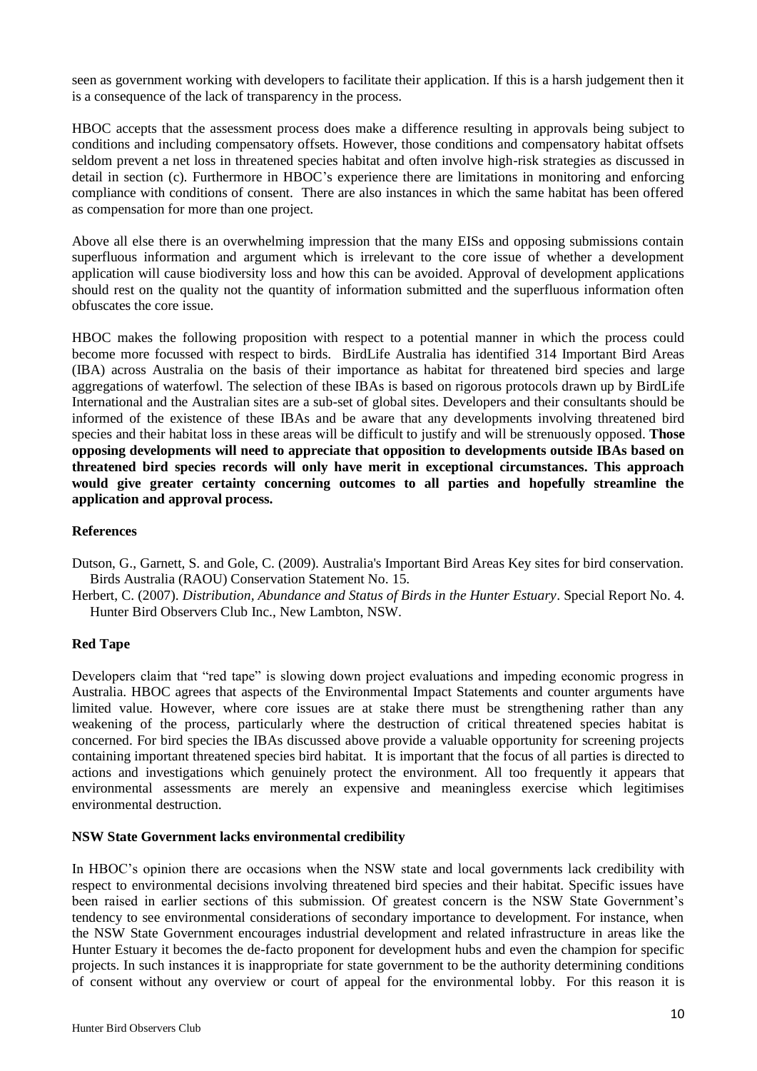seen as government working with developers to facilitate their application. If this is a harsh judgement then it is a consequence of the lack of transparency in the process.

HBOC accepts that the assessment process does make a difference resulting in approvals being subject to conditions and including compensatory offsets. However, those conditions and compensatory habitat offsets seldom prevent a net loss in threatened species habitat and often involve high-risk strategies as discussed in detail in section (c). Furthermore in HBOC's experience there are limitations in monitoring and enforcing compliance with conditions of consent. There are also instances in which the same habitat has been offered as compensation for more than one project.

Above all else there is an overwhelming impression that the many EISs and opposing submissions contain superfluous information and argument which is irrelevant to the core issue of whether a development application will cause biodiversity loss and how this can be avoided. Approval of development applications should rest on the quality not the quantity of information submitted and the superfluous information often obfuscates the core issue.

HBOC makes the following proposition with respect to a potential manner in which the process could become more focussed with respect to birds. BirdLife Australia has identified 314 Important Bird Areas (IBA) across Australia on the basis of their importance as habitat for threatened bird species and large aggregations of waterfowl. The selection of these IBAs is based on rigorous protocols drawn up by BirdLife International and the Australian sites are a sub-set of global sites. Developers and their consultants should be informed of the existence of these IBAs and be aware that any developments involving threatened bird species and their habitat loss in these areas will be difficult to justify and will be strenuously opposed. **Those opposing developments will need to appreciate that opposition to developments outside IBAs based on threatened bird species records will only have merit in exceptional circumstances. This approach would give greater certainty concerning outcomes to all parties and hopefully streamline the application and approval process.**

**References**

Dutson, G., Garnett, S. and Gole, C. (2009). Australia's Important Bird Areas Key sites for bird conservation. Birds Australia (RAOU) Conservation Statement No. 15.

Herbert, C. (2007). *Distribution, Abundance and Status of Birds in the Hunter Estuary*. Special Report No. 4. Hunter Bird Observers Club Inc., New Lambton, NSW.

**Red Tape**

Developers claim that "red tape" is slowing down project evaluations and impeding economic progress in Australia. HBOC agrees that aspects of the Environmental Impact Statements and counter arguments have limited value. However, where core issues are at stake there must be strengthening rather than any weakening of the process, particularly where the destruction of critical threatened species habitat is concerned. For bird species the IBAs discussed above provide a valuable opportunity for screening projects containing important threatened species bird habitat. It is important that the focus of all parties is directed to actions and investigations which genuinely protect the environment. All too frequently it appears that environmental assessments are merely an expensive and meaningless exercise which legitimises environmental destruction.

**NSW State Government lacks environmental credibility**

In HBOC's opinion there are occasions when the NSW state and local governments lack credibility with respect to environmental decisions involving threatened bird species and their habitat. Specific issues have been raised in earlier sections of this submission. Of greatest concern is the NSW State Government's tendency to see environmental considerations of secondary importance to development. For instance, when the NSW State Government encourages industrial development and related infrastructure in areas like the Hunter Estuary it becomes the de-facto proponent for development hubs and even the champion for specific projects. In such instances it is inappropriate for state government to be the authority determining conditions of consent without any overview or court of appeal for the environmental lobby. For this reason it is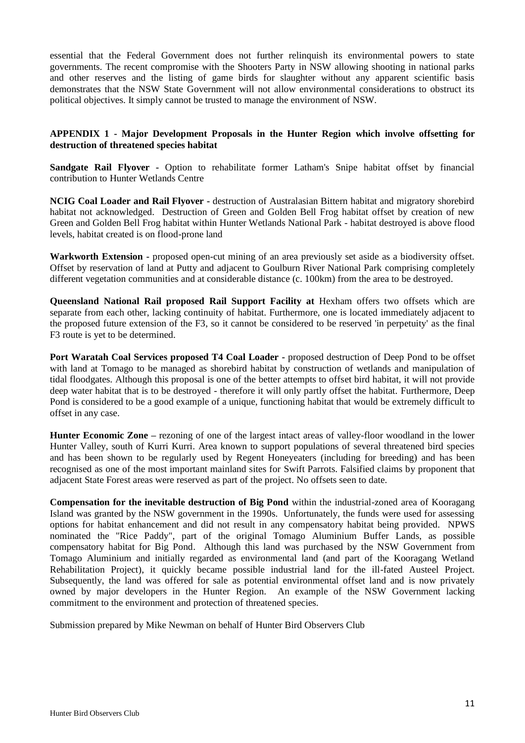essential that the Federal Government does not further relinquish its environmental powers to state governments. The recent compromise with the Shooters Party in NSW allowing shooting in national parks and other reserves and the listing of game birds for slaughter without any apparent scientific basis demonstrates that the NSW State Government will not allow environmental considerations to obstruct its political objectives. It simply cannot be trusted to manage the environment of NSW.

## APPENDIX 1 - Major Development Proposals in the Hunter Region which involve offsetting for destruction of threatened species habitat

**Sandgate Rail Flyover -** Option to rehabilitate former Latham's Snipe habitat offset by financial contribution to Hunter Wetlands Centre

**NCIG Coal Loader and Rail Flyover -** destruction of Australasian Bittern habitat and migratory shorebird habitat not acknowledged. Destruction of Green and Golden Bell Frog habitat offset by creation of new Green and Golden Bell Frog habitat within Hunter Wetlands National Park - habitat destroyed is above flood levels, habitat created is on flood-prone land

**Warkworth Extension -** proposed open-cut mining of an area previously set aside as a biodiversity offset. Offset by reservation of land at Putty and adjacent to Goulburn River National Park comprising completely different vegetation communities and at considerable distance (c. 100km) from the area to be destroyed.

**Queensland National Rail proposed Rail Support Facility at** Hexham offers two offsets which are separate from each other, lacking continuity of habitat. Furthermore, one is located immediately adjacent to the proposed future extension of the F3, so it cannot be considered to be reserved 'in perpetuity' as the final F3 route is yet to be determined.

**Port Waratah Coal Services proposed T4 Coal Loader -** proposed destruction of Deep Pond to be offset with land at Tomago to be managed as shorebird habitat by construction of wetlands and manipulation of tidal floodgates. Although this proposal is one of the better attempts to offset bird habitat, it will not provide deep water habitat that is to be destroyed - therefore it will only partly offset the habitat. Furthermore, Deep Pond is considered to be a good example of a unique, functioning habitat that would be extremely difficult to offset in any case.

**Hunter Economic Zone –** rezoning of one of the largest intact areas of valley-floor woodland in the lower Hunter Valley, south of Kurri Kurri. Area known to support populations of several threatened bird species and has been shown to be regularly used by Regent Honeyeaters (including for breeding) and has been recognised as one of the most important mainland sites for Swift Parrots. Falsified claims by proponent that adjacent State Forest areas were reserved as part of the project. No offsets seen to date.

**Compensation for the inevitable destruction of Big Pond** within the industrial-zoned area of Kooragang Island was granted by the NSW government in the 1990s. Unfortunately, the funds were used for assessing options for habitat enhancement and did not result in any compensatory habitat being provided. NPWS nominated the "Rice Paddy", part of the original Tomago Aluminium Buffer Lands, as possible compensatory habitat for Big Pond. Although this land was purchased by the NSW Government from Tomago Aluminium and initially regarded as environmental land (and part of the Kooragang Wetland Rehabilitation Project), it quickly became possible industrial land for the ill-fated Austeel Project. Subsequently, the land was offered for sale as potential environmental offset land and is now privately owned by major developers in the Hunter Region. An example of the NSW Government lacking commitment to the environment and protection of threatened species.

Submission prepared by Mike Newman on behalf of Hunter Bird Observers Club